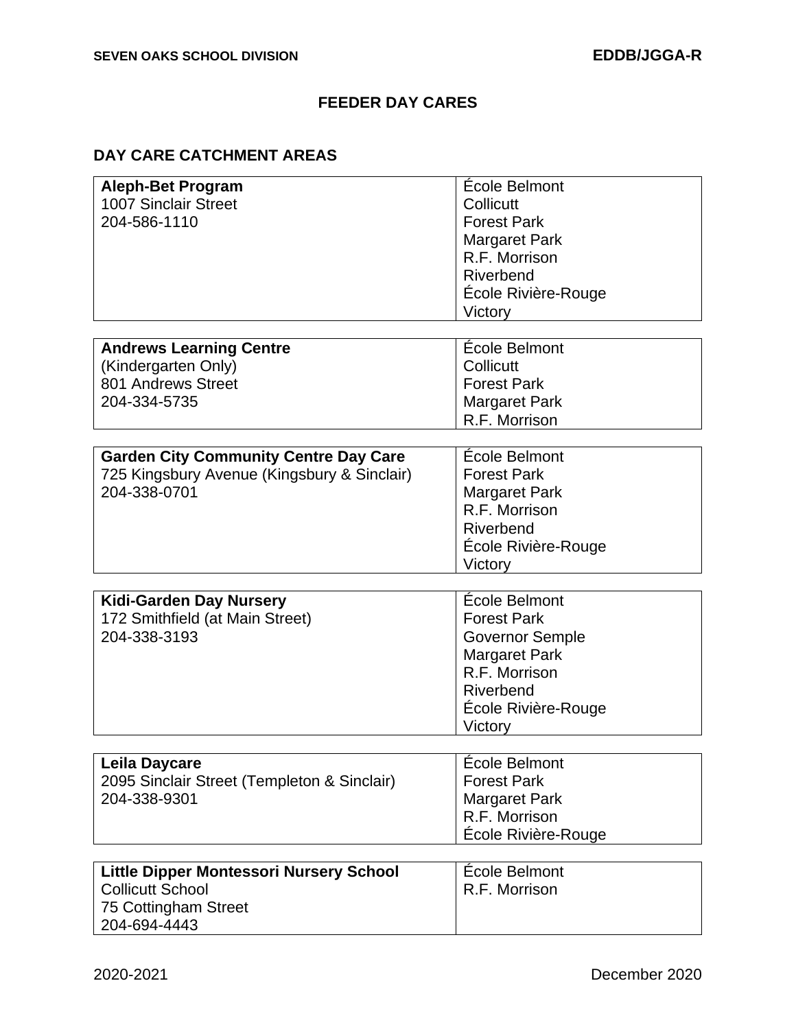# FEEDER DAY CARES

## DAY CARE CATCHMENT AREAS

| | |
|---|---|
| **Aleph-Bet Program**<br>1007 Sinclair Street<br>204-586-1110 | École Belmont<br>Collicutt<br>Forest Park<br>Margaret Park<br>R.F. Morrison<br>Riverbend<br>École Rivière-Rouge<br>Victory |
| **Andrews Learning Centre**<br>(Kindergarten Only)<br>801 Andrews Street<br>204-334-5735 | École Belmont<br>Collicutt<br>Forest Park<br>Margaret Park<br>R.F. Morrison |
| **Garden City Community Centre Day Care**<br>725 Kingsbury Avenue (Kingsbury & Sinclair)<br>204-338-0701 | École Belmont<br>Forest Park<br>Margaret Park<br>R.F. Morrison<br>Riverbend<br>École Rivière-Rouge<br>Victory |
| **Kidi-Garden Day Nursery**<br>172 Smithfield (at Main Street)<br>204-338-3193 | École Belmont<br>Forest Park<br>Governor Semple<br>Margaret Park<br>R.F. Morrison<br>Riverbend<br>École Rivière-Rouge<br>Victory |
| **Leila Daycare**<br>2095 Sinclair Street (Templeton & Sinclair)<br>204-338-9301 | École Belmont<br>Forest Park<br>Margaret Park<br>R.F. Morrison<br>École Rivière-Rouge |
| **Little Dipper Montessori Nursery School**<br>Collicutt School<br>75 Cottingham Street<br>204-694-4443 | École Belmont<br>R.F. Morrison |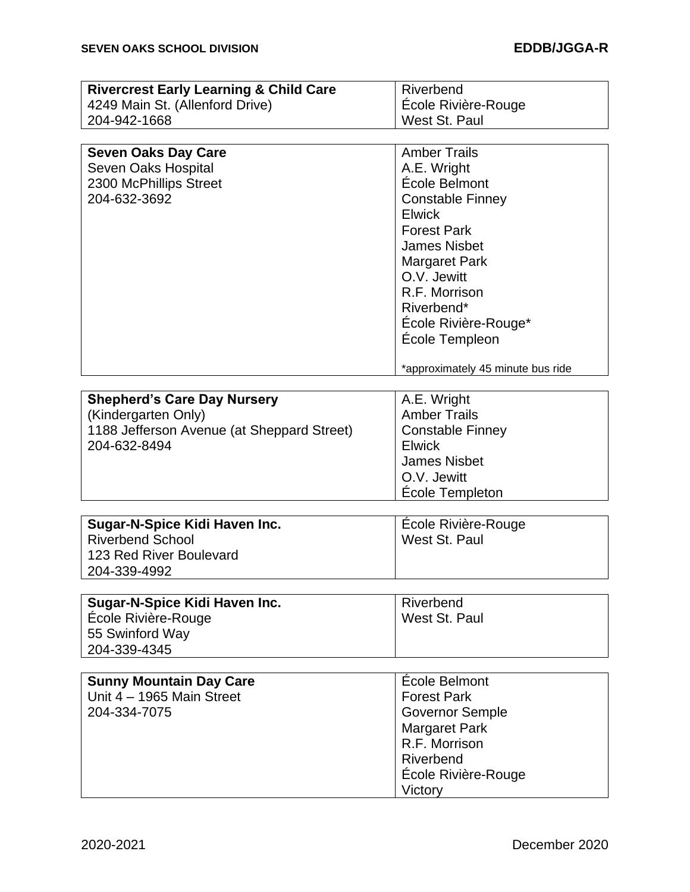| **Rivercrest Early Learning & Child Care**<br>4249 Main St. (Allenford Drive)<br>204-942-1668 | Riverbend<br>École Rivière-Rouge<br>West St. Paul |
|---|---|
| **Seven Oaks Day Care**<br>Seven Oaks Hospital<br>2300 McPhillips Street<br>204-632-3692 | Amber Trails<br>A.E. Wright<br>École Belmont<br>Constable Finney<br>Elwick<br>Forest Park<br>James Nisbet<br>Margaret Park<br>O.V. Jewitt<br>R.F. Morrison<br>Riverbend*<br>École Rivière-Rouge*<br>École Templeon<br><br>*approximately 45 minute bus ride |
| **Shepherd's Care Day Nursery**<br>(Kindergarten Only)<br>1188 Jefferson Avenue (at Sheppard Street)<br>204-632-8494 | A.E. Wright<br>Amber Trails<br>Constable Finney<br>Elwick<br>James Nisbet<br>O.V. Jewitt<br>École Templeton |
| **Sugar-N-Spice Kidi Haven Inc.**<br>Riverbend School<br>123 Red River Boulevard<br>204-339-4992 | École Rivière-Rouge<br>West St. Paul |
| **Sugar-N-Spice Kidi Haven Inc.**<br>École Rivière-Rouge<br>55 Swinford Way<br>204-339-4345 | Riverbend<br>West St. Paul |
| **Sunny Mountain Day Care**<br>Unit 4 – 1965 Main Street<br>204-334-7075 | École Belmont<br>Forest Park<br>Governor Semple<br>Margaret Park<br>R.F. Morrison<br>Riverbend<br>École Rivière-Rouge<br>Victory |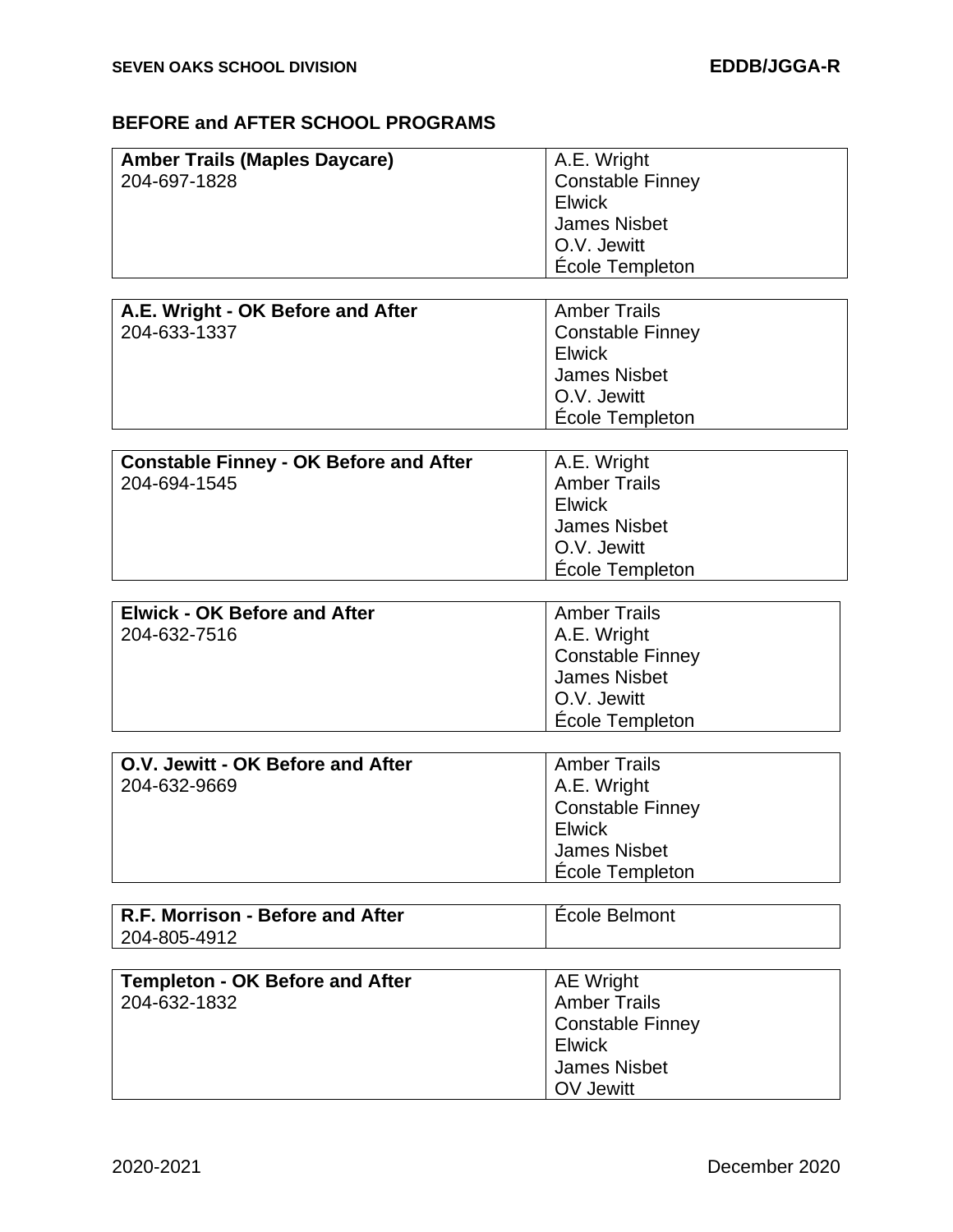## BEFORE and AFTER SCHOOL PROGRAMS

| | |
|---|---|
| **Amber Trails (Maples Daycare)**<br>204-697-1828 | A.E. Wright<br>Constable Finney<br>Elwick<br>James Nisbet<br>O.V. Jewitt<br>École Templeton |

| | |
|---|---|
| **A.E. Wright - OK Before and After**<br>204-633-1337 | Amber Trails<br>Constable Finney<br>Elwick<br>James Nisbet<br>O.V. Jewitt<br>École Templeton |

| | |
|---|---|
| **Constable Finney - OK Before and After**<br>204-694-1545 | A.E. Wright<br>Amber Trails<br>Elwick<br>James Nisbet<br>O.V. Jewitt<br>École Templeton |

| | |
|---|---|
| **Elwick - OK Before and After**<br>204-632-7516 | Amber Trails<br>A.E. Wright<br>Constable Finney<br>James Nisbet<br>O.V. Jewitt<br>École Templeton |

| | |
|---|---|
| **O.V. Jewitt - OK Before and After**<br>204-632-9669 | Amber Trails<br>A.E. Wright<br>Constable Finney<br>Elwick<br>James Nisbet<br>École Templeton |

| | |
|---|---|
| **R.F. Morrison - Before and After**<br>204-805-4912 | École Belmont |

| | |
|---|---|
| **Templeton - OK Before and After**<br>204-632-1832 | AE Wright<br>Amber Trails<br>Constable Finney<br>Elwick<br>James Nisbet<br>OV Jewitt |

2020-2021 December 2020